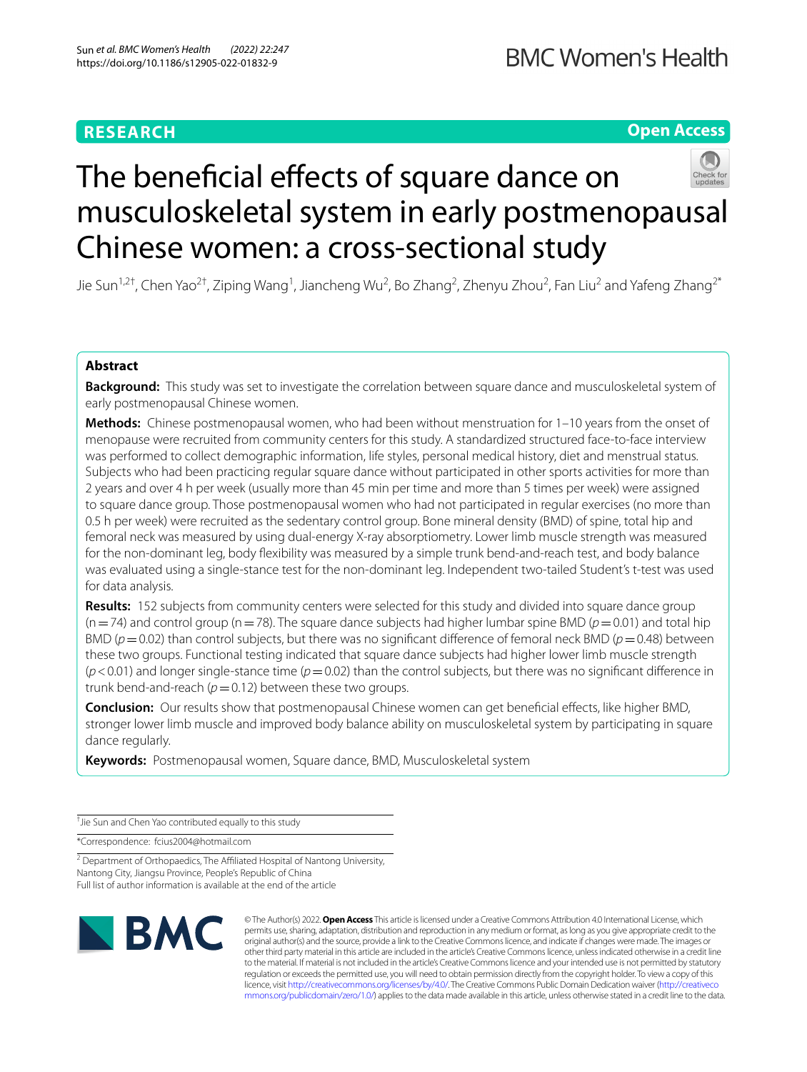RESEARCH

Open Access

# The beneficial effects of square dance on musculoskeletal system in early postmenopausal Chinese women: a cross-sectional study

Jie Sun[1,2†], Chen Yao[2†], Ziping Wang[1], Jiancheng Wu[2], Bo Zhang[2], Zhenyu Zhou[2], Fan Liu[2] and Yafeng Zhang[2*]

## Abstract

**Background:** This study was set to investigate the correlation between square dance and musculoskeletal system of early postmenopausal Chinese women.

**Methods:** Chinese postmenopausal women, who had been without menstruation for 1–10 years from the onset of menopause were recruited from community centers for this study. A standardized structured face-to-face interview was performed to collect demographic information, life styles, personal medical history, diet and menstrual status. Subjects who had been practicing regular square dance without participated in other sports activities for more than 2 years and over 4 h per week (usually more than 45 min per time and more than 5 times per week) were assigned to square dance group. Those postmenopausal women who had not participated in regular exercises (no more than 0.5 h per week) were recruited as the sedentary control group. Bone mineral density (BMD) of spine, total hip and femoral neck was measured by using dual-energy X-ray absorptiometry. Lower limb muscle strength was measured for the non-dominant leg, body flexibility was measured by a simple trunk bend-and-reach test, and body balance was evaluated using a single-stance test for the non-dominant leg. Independent two-tailed Student's t-test was used for data analysis.

**Results:** 152 subjects from community centers were selected for this study and divided into square dance group ($n=74$) and control group ($n=78$). The square dance subjects had higher lumbar spine BMD ($p=0.01$) and total hip BMD ($p=0.02$) than control subjects, but there was no significant difference of femoral neck BMD ($p=0.48$) between these two groups. Functional testing indicated that square dance subjects had higher lower limb muscle strength ($p<0.01$) and longer single-stance time ($p=0.02$) than the control subjects, but there was no significant difference in trunk bend-and-reach ($p=0.12$) between these two groups.

**Conclusion:** Our results show that postmenopausal Chinese women can get beneficial effects, like higher BMD, stronger lower limb muscle and improved body balance ability on musculoskeletal system by participating in square dance regularly.

**Keywords:** Postmenopausal women, Square dance, BMD, Musculoskeletal system

[†] Jie Sun and Chen Yao contributed equally to this study

*Correspondence: fcius2004@hotmail.com

[2] Department of Orthopaedics, The Affiliated Hospital of Nantong University, Nantong City, Jiangsu Province, People's Republic of China
Full list of author information is available at the end of the article

© The Author(s) 2022. **Open Access** This article is licensed under a Creative Commons Attribution 4.0 International License, which permits use, sharing, adaptation, distribution and reproduction in any medium or format, as long as you give appropriate credit to the original author(s) and the source, provide a link to the Creative Commons licence, and indicate if changes were made. The images or other third party material in this article are included in the article's Creative Commons licence, unless indicated otherwise in a credit line to the material. If material is not included in the article's Creative Commons licence and your intended use is not permitted by statutory regulation or exceeds the permitted use, you will need to obtain permission directly from the copyright holder. To view a copy of this licence, visit http://creativecommons.org/licenses/by/4.0/. The Creative Commons Public Domain Dedication waiver (http://creativecommons.org/publicdomain/zero/1.0/) applies to the data made available in this article, unless otherwise stated in a credit line to the data.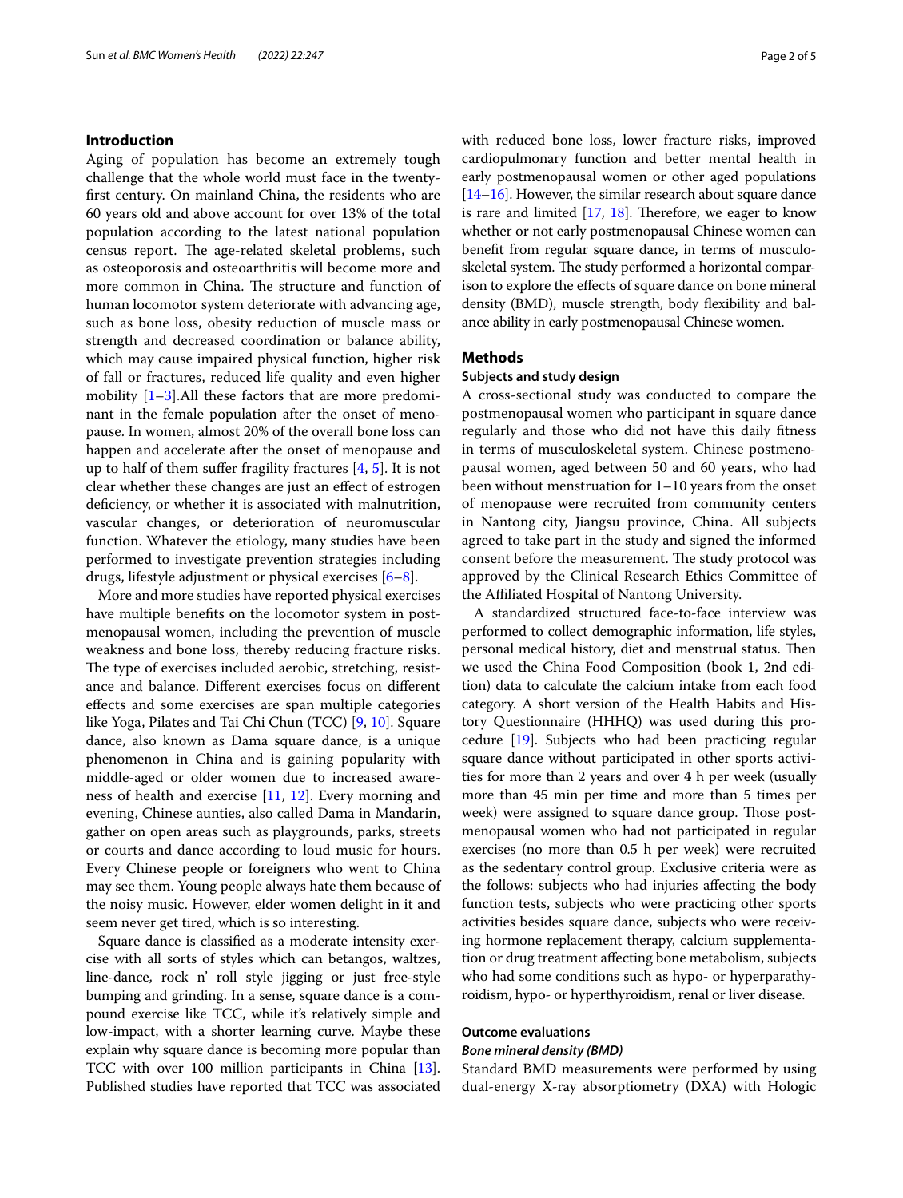## Introduction

Aging of population has become an extremely tough challenge that the whole world must face in the twenty-first century. On mainland China, the residents who are 60 years old and above account for over 13% of the total population according to the latest national population census report. The age-related skeletal problems, such as osteoporosis and osteoarthritis will become more and more common in China. The structure and function of human locomotor system deteriorate with advancing age, such as bone loss, obesity reduction of muscle mass or strength and decreased coordination or balance ability, which may cause impaired physical function, higher risk of fall or fractures, reduced life quality and even higher mobility [1–3].All these factors that are more predominant in the female population after the onset of menopause. In women, almost 20% of the overall bone loss can happen and accelerate after the onset of menopause and up to half of them suffer fragility fractures [4, 5]. It is not clear whether these changes are just an effect of estrogen deficiency, or whether it is associated with malnutrition, vascular changes, or deterioration of neuromuscular function. Whatever the etiology, many studies have been performed to investigate prevention strategies including drugs, lifestyle adjustment or physical exercises [6–8].

More and more studies have reported physical exercises have multiple benefits on the locomotor system in postmenopausal women, including the prevention of muscle weakness and bone loss, thereby reducing fracture risks. The type of exercises included aerobic, stretching, resistance and balance. Different exercises focus on different effects and some exercises are span multiple categories like Yoga, Pilates and Tai Chi Chun (TCC) [9, 10]. Square dance, also known as Dama square dance, is a unique phenomenon in China and is gaining popularity with middle-aged or older women due to increased awareness of health and exercise [11, 12]. Every morning and evening, Chinese aunties, also called Dama in Mandarin, gather on open areas such as playgrounds, parks, streets or courts and dance according to loud music for hours. Every Chinese people or foreigners who went to China may see them. Young people always hate them because of the noisy music. However, elder women delight in it and seem never get tired, which is so interesting.

Square dance is classified as a moderate intensity exercise with all sorts of styles which can betangos, waltzes, line-dance, rock n' roll style jigging or just free-style bumping and grinding. In a sense, square dance is a compound exercise like TCC, while it's relatively simple and low-impact, with a shorter learning curve. Maybe these explain why square dance is becoming more popular than TCC with over 100 million participants in China [13]. Published studies have reported that TCC was associated with reduced bone loss, lower fracture risks, improved cardiopulmonary function and better mental health in early postmenopausal women or other aged populations [14–16]. However, the similar research about square dance is rare and limited [17, 18]. Therefore, we eager to know whether or not early postmenopausal Chinese women can benefit from regular square dance, in terms of musculoskeletal system. The study performed a horizontal comparison to explore the effects of square dance on bone mineral density (BMD), muscle strength, body flexibility and balance ability in early postmenopausal Chinese women.

## Methods

### Subjects and study design

A cross-sectional study was conducted to compare the postmenopausal women who participant in square dance regularly and those who did not have this daily fitness in terms of musculoskeletal system. Chinese postmenopausal women, aged between 50 and 60 years, who had been without menstruation for 1–10 years from the onset of menopause were recruited from community centers in Nantong city, Jiangsu province, China. All subjects agreed to take part in the study and signed the informed consent before the measurement. The study protocol was approved by the Clinical Research Ethics Committee of the Affiliated Hospital of Nantong University.

A standardized structured face-to-face interview was performed to collect demographic information, life styles, personal medical history, diet and menstrual status. Then we used the China Food Composition (book 1, 2nd edition) data to calculate the calcium intake from each food category. A short version of the Health Habits and History Questionnaire (HHHQ) was used during this procedure [19]. Subjects who had been practicing regular square dance without participated in other sports activities for more than 2 years and over 4 h per week (usually more than 45 min per time and more than 5 times per week) were assigned to square dance group. Those postmenopausal women who had not participated in regular exercises (no more than 0.5 h per week) were recruited as the sedentary control group. Exclusive criteria were as the follows: subjects who had injuries affecting the body function tests, subjects who were practicing other sports activities besides square dance, subjects who were receiving hormone replacement therapy, calcium supplementation or drug treatment affecting bone metabolism, subjects who had some conditions such as hypo- or hyperparathyroidism, hypo- or hyperthyroidism, renal or liver disease.

### Outcome evaluations

#### *Bone mineral density (BMD)*

Standard BMD measurements were performed by using dual-energy X-ray absorptiometry (DXA) with Hologic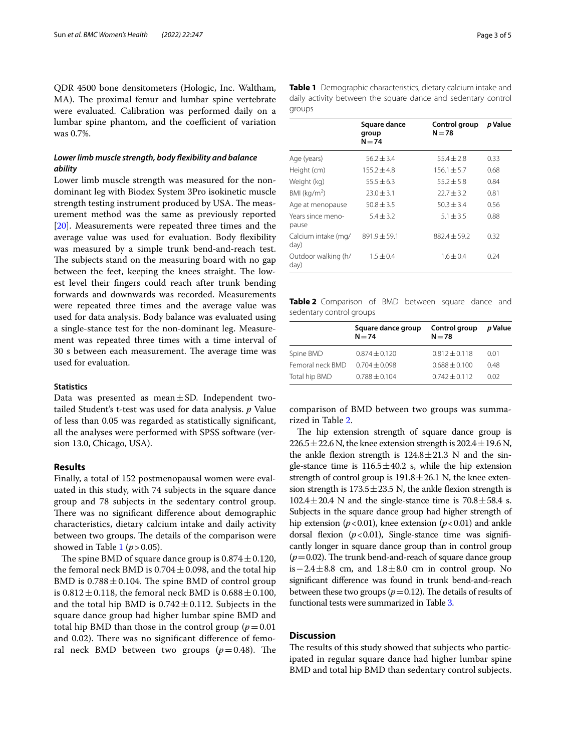QDR 4500 bone densitometers (Hologic, Inc. Waltham, MA). The proximal femur and lumbar spine vertebrate were evaluated. Calibration was performed daily on a lumbar spine phantom, and the coefficient of variation was 0.7%.

### *Lower limb muscle strength, body flexibility and balance ability*

Lower limb muscle strength was measured for the non-dominant leg with Biodex System 3Pro isokinetic muscle strength testing instrument produced by USA. The measurement method was the same as previously reported [20]. Measurements were repeated three times and the average value was used for evaluation. Body flexibility was measured by a simple trunk bend-and-reach test. The subjects stand on the measuring board with no gap between the feet, keeping the knees straight. The lowest level their fingers could reach after trunk bending forwards and downwards was recorded. Measurements were repeated three times and the average value was used for data analysis. Body balance was evaluated using a single-stance test for the non-dominant leg. Measurement was repeated three times with a time interval of 30 s between each measurement. The average time was used for evaluation.

### Statistics

Data was presented as mean ± SD. Independent two-tailed Student's t-test was used for data analysis. *p* Value of less than 0.05 was regarded as statistically significant, all the analyses were performed with SPSS software (version 13.0, Chicago, USA).

## Results

Finally, a total of 152 postmenopausal women were evaluated in this study, with 74 subjects in the square dance group and 78 subjects in the sedentary control group. There was no significant difference about demographic characteristics, dietary calcium intake and daily activity between two groups. The details of the comparison were showed in Table 1 ($p > 0.05$).

The spine BMD of square dance group is 0.874 ± 0.120, the femoral neck BMD is 0.704 ± 0.098, and the total hip BMD is 0.788 ± 0.104. The spine BMD of control group is 0.812 ± 0.118, the femoral neck BMD is 0.688 ± 0.100, and the total hip BMD is 0.742 ± 0.112. Subjects in the square dance group had higher lumbar spine BMD and total hip BMD than those in the control group ($p = 0.01$ and 0.02). There was no significant difference of femoral neck BMD between two groups ($p = 0.48$). The comparison of BMD between two groups was summarized in Table 2.

**Table 1** Demographic characteristics, dietary calcium intake and daily activity between the square dance and sedentary control groups

| | Square dance group N = 74 | Control group N = 78 | *p* Value |
|---|---|---|---|
| Age (years) | 56.2 ± 3.4 | 55.4 ± 2.8 | 0.33 |
| Height (cm) | 155.2 ± 4.8 | 156.1 ± 5.7 | 0.68 |
| Weight (kg) | 55.5 ± 6.3 | 55.2 ± 5.8 | 0.84 |
| BMI (kg/m$^2$) | 23.0 ± 3.1 | 22.7 ± 3.2 | 0.81 |
| Age at menopause | 50.8 ± 3.5 | 50.3 ± 3.4 | 0.56 |
| Years since menopause | 5.4 ± 3.2 | 5.1 ± 3.5 | 0.88 |
| Calcium intake (mg/day) | 891.9 ± 59.1 | 882.4 ± 59.2 | 0.32 |
| Outdoor walking (h/day) | 1.5 ± 0.4 | 1.6 ± 0.4 | 0.24 |

**Table 2** Comparison of BMD between square dance and sedentary control groups

| | Square dance group N = 74 | Control group N = 78 | *p* Value |
|---|---|---|---|
| Spine BMD | 0.874 ± 0.120 | 0.812 ± 0.118 | 0.01 |
| Femoral neck BMD | 0.704 ± 0.098 | 0.688 ± 0.100 | 0.48 |
| Total hip BMD | 0.788 ± 0.104 | 0.742 ± 0.112 | 0.02 |

The hip extension strength of square dance group is 226.5 ± 22.6 N, the knee extension strength is 202.4 ± 19.6 N, the ankle flexion strength is 124.8 ± 21.3 N and the single-stance time is 116.5 ± 40.2 s, while the hip extension strength of control group is 191.8 ± 26.1 N, the knee extension strength is 173.5 ± 23.5 N, the ankle flexion strength is 102.4 ± 20.4 N and the single-stance time is 70.8 ± 58.4 s. Subjects in the square dance group had higher strength of hip extension ($p < 0.01$), knee extension ($p < 0.01$) and ankle dorsal flexion ($p < 0.01$), Single-stance time was significantly longer in square dance group than in control group ($p = 0.02$). The trunk bend-and-reach of square dance group is −2.4 ± 8.8 cm, and 1.8 ± 8.0 cm in control group. No significant difference was found in trunk bend-and-reach between these two groups ($p = 0.12$). The details of results of functional tests were summarized in Table 3.

## Discussion

The results of this study showed that subjects who participated in regular square dance had higher lumbar spine BMD and total hip BMD than sedentary control subjects.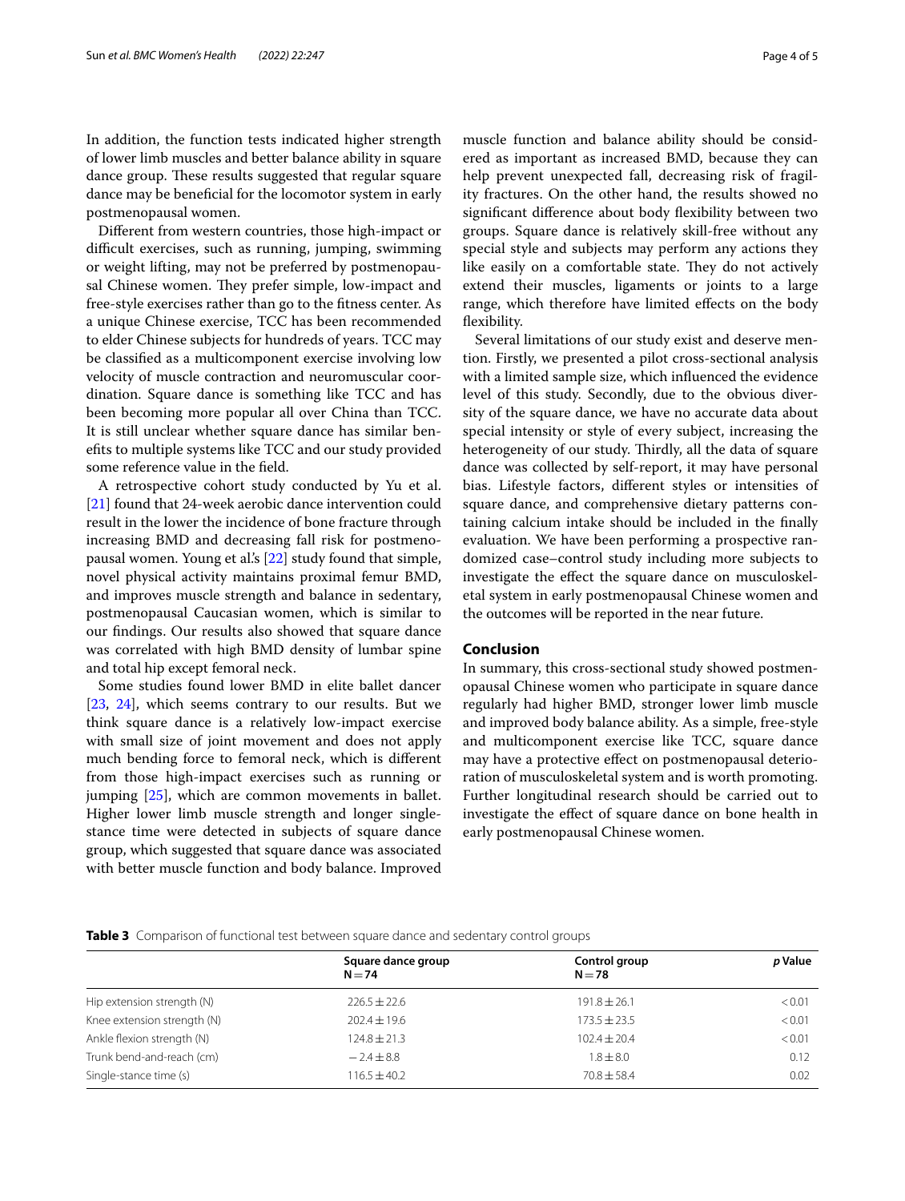In addition, the function tests indicated higher strength of lower limb muscles and better balance ability in square dance group. These results suggested that regular square dance may be beneficial for the locomotor system in early postmenopausal women.

Different from western countries, those high-impact or difficult exercises, such as running, jumping, swimming or weight lifting, may not be preferred by postmenopausal Chinese women. They prefer simple, low-impact and free-style exercises rather than go to the fitness center. As a unique Chinese exercise, TCC has been recommended to elder Chinese subjects for hundreds of years. TCC may be classified as a multicomponent exercise involving low velocity of muscle contraction and neuromuscular coordination. Square dance is something like TCC and has been becoming more popular all over China than TCC. It is still unclear whether square dance has similar benefits to multiple systems like TCC and our study provided some reference value in the field.

A retrospective cohort study conducted by Yu et al. [21] found that 24-week aerobic dance intervention could result in the lower the incidence of bone fracture through increasing BMD and decreasing fall risk for postmenopausal women. Young et al.'s [22] study found that simple, novel physical activity maintains proximal femur BMD, and improves muscle strength and balance in sedentary, postmenopausal Caucasian women, which is similar to our findings. Our results also showed that square dance was correlated with high BMD density of lumbar spine and total hip except femoral neck.

Some studies found lower BMD in elite ballet dancer [23, 24], which seems contrary to our results. But we think square dance is a relatively low-impact exercise with small size of joint movement and does not apply much bending force to femoral neck, which is different from those high-impact exercises such as running or jumping [25], which are common movements in ballet. Higher lower limb muscle strength and longer single-stance time were detected in subjects of square dance group, which suggested that square dance was associated with better muscle function and body balance. Improved muscle function and balance ability should be considered as important as increased BMD, because they can help prevent unexpected fall, decreasing risk of fragility fractures. On the other hand, the results showed no significant difference about body flexibility between two groups. Square dance is relatively skill-free without any special style and subjects may perform any actions they like easily on a comfortable state. They do not actively extend their muscles, ligaments or joints to a large range, which therefore have limited effects on the body flexibility.

Several limitations of our study exist and deserve mention. Firstly, we presented a pilot cross-sectional analysis with a limited sample size, which influenced the evidence level of this study. Secondly, due to the obvious diversity of the square dance, we have no accurate data about special intensity or style of every subject, increasing the heterogeneity of our study. Thirdly, all the data of square dance was collected by self-report, it may have personal bias. Lifestyle factors, different styles or intensities of square dance, and comprehensive dietary patterns containing calcium intake should be included in the finally evaluation. We have been performing a prospective randomized case–control study including more subjects to investigate the effect the square dance on musculoskeletal system in early postmenopausal Chinese women and the outcomes will be reported in the near future.

## Conclusion

In summary, this cross-sectional study showed postmenopausal Chinese women who participate in square dance regularly had higher BMD, stronger lower limb muscle and improved body balance ability. As a simple, free-style and multicomponent exercise like TCC, square dance may have a protective effect on postmenopausal deterioration of musculoskeletal system and is worth promoting. Further longitudinal research should be carried out to investigate the effect of square dance on bone health in early postmenopausal Chinese women.

**Table 3** Comparison of functional test between square dance and sedentary control groups

| | Square dance group N = 74 | Control group N = 78 | *p* Value |
|---|---|---|---|
| Hip extension strength (N) | 226.5 ± 22.6 | 191.8 ± 26.1 | < 0.01 |
| Knee extension strength (N) | 202.4 ± 19.6 | 173.5 ± 23.5 | < 0.01 |
| Ankle flexion strength (N) | 124.8 ± 21.3 | 102.4 ± 20.4 | < 0.01 |
| Trunk bend-and-reach (cm) | − 2.4 ± 8.8 | 1.8 ± 8.0 | 0.12 |
| Single-stance time (s) | 116.5 ± 40.2 | 70.8 ± 58.4 | 0.02 |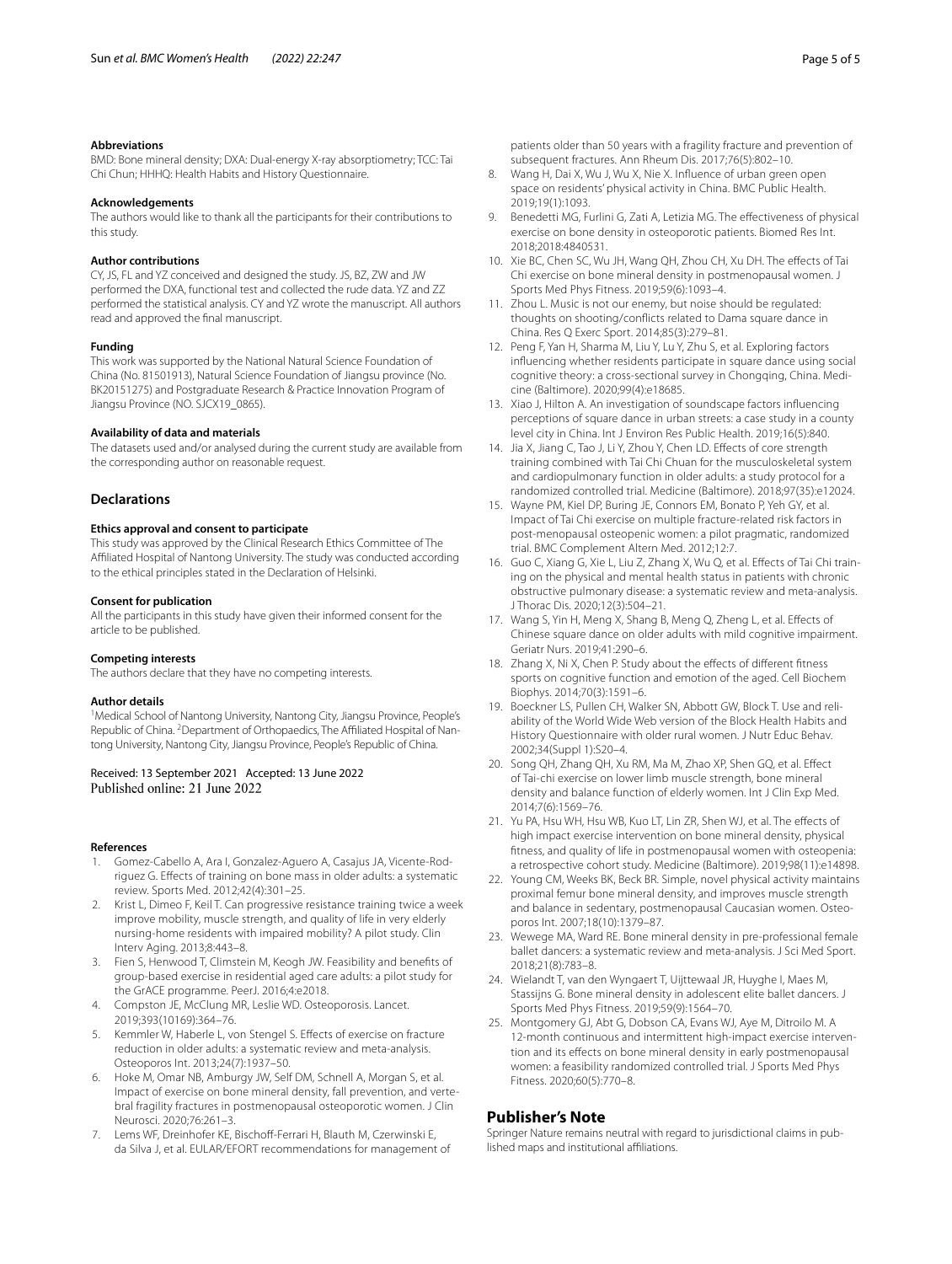**Abbreviations**

BMD: Bone mineral density; DXA: Dual-energy X-ray absorptiometry; TCC: Tai Chi Chun; HHHQ: Health Habits and History Questionnaire.

**Acknowledgements**

The authors would like to thank all the participants for their contributions to this study.

**Author contributions**

CY, JS, FL and YZ conceived and designed the study. JS, BZ, ZW and JW performed the DXA, functional test and collected the rude data. YZ and ZZ performed the statistical analysis. CY and YZ wrote the manuscript. All authors read and approved the final manuscript.

**Funding**

This work was supported by the National Natural Science Foundation of China (No. 81501913), Natural Science Foundation of Jiangsu province (No. BK20151275) and Postgraduate Research & Practice Innovation Program of Jiangsu Province (NO. SJCX19_0865).

**Availability of data and materials**

The datasets used and/or analysed during the current study are available from the corresponding author on reasonable request.

## Declarations

**Ethics approval and consent to participate**

This study was approved by the Clinical Research Ethics Committee of The Affiliated Hospital of Nantong University. The study was conducted according to the ethical principles stated in the Declaration of Helsinki.

**Consent for publication**

All the participants in this study have given their informed consent for the article to be published.

**Competing interests**

The authors declare that they have no competing interests.

**Author details**

[1]Medical School of Nantong University, Nantong City, Jiangsu Province, People's Republic of China. [2]Department of Orthopaedics, The Affiliated Hospital of Nantong University, Nantong City, Jiangsu Province, People's Republic of China.

Received: 13 September 2021 Accepted: 13 June 2022
Published online: 21 June 2022

**References**

1. Gomez-Cabello A, Ara I, Gonzalez-Aguero A, Casajus JA, Vicente-Rodriguez G. Effects of training on bone mass in older adults: a systematic review. Sports Med. 2012;42(4):301–25.
2. Krist L, Dimeo F, Keil T. Can progressive resistance training twice a week improve mobility, muscle strength, and quality of life in very elderly nursing-home residents with impaired mobility? A pilot study. Clin Interv Aging. 2013;8:443–8.
3. Fien S, Henwood T, Climstein M, Keogh JW. Feasibility and benefits of group-based exercise in residential aged care adults: a pilot study for the GrACE programme. PeerJ. 2016;4:e2018.
4. Compston JE, McClung MR, Leslie WD. Osteoporosis. Lancet. 2019;393(10169):364–76.
5. Kemmler W, Haberle L, von Stengel S. Effects of exercise on fracture reduction in older adults: a systematic review and meta-analysis. Osteoporos Int. 2013;24(7):1937–50.
6. Hoke M, Omar NB, Amburgy JW, Self DM, Schnell A, Morgan S, et al. Impact of exercise on bone mineral density, fall prevention, and vertebral fragility fractures in postmenopausal osteoporotic women. J Clin Neurosci. 2020;76:261–3.
7. Lems WF, Dreinhofer KE, Bischoff-Ferrari H, Blauth M, Czerwinski E, da Silva J, et al. EULAR/EFORT recommendations for management of patients older than 50 years with a fragility fracture and prevention of subsequent fractures. Ann Rheum Dis. 2017;76(5):802–10.
8. Wang H, Dai X, Wu J, Wu X, Nie X. Influence of urban green open space on residents' physical activity in China. BMC Public Health. 2019;19(1):1093.
9. Benedetti MG, Furlini G, Zati A, Letizia MG. The effectiveness of physical exercise on bone density in osteoporotic patients. Biomed Res Int. 2018;2018:4840531.
10. Xie BC, Chen SC, Wu JH, Wang QH, Zhou CH, Xu DH. The effects of Tai Chi exercise on bone mineral density in postmenopausal women. J Sports Med Phys Fitness. 2019;59(6):1093–4.
11. Zhou L. Music is not our enemy, but noise should be regulated: thoughts on shooting/conflicts related to Dama square dance in China. Res Q Exerc Sport. 2014;85(3):279–81.
12. Peng F, Yan H, Sharma M, Liu Y, Lu Y, Zhu S, et al. Exploring factors influencing whether residents participate in square dance using social cognitive theory: a cross-sectional survey in Chongqing, China. Medicine (Baltimore). 2020;99(4):e18685.
13. Xiao J, Hilton A. An investigation of soundscape factors influencing perceptions of square dance in urban streets: a case study in a county level city in China. Int J Environ Res Public Health. 2019;16(5):840.
14. Jia X, Jiang C, Tao J, Li Y, Zhou Y, Chen LD. Effects of core strength training combined with Tai Chi Chuan for the musculoskeletal system and cardiopulmonary function in older adults: a study protocol for a randomized controlled trial. Medicine (Baltimore). 2018;97(35):e12024.
15. Wayne PM, Kiel DP, Buring JE, Connors EM, Bonato P, Yeh GY, et al. Impact of Tai Chi exercise on multiple fracture-related risk factors in post-menopausal osteopenic women: a pilot pragmatic, randomized trial. BMC Complement Altern Med. 2012;12:7.
16. Guo C, Xiang G, Xie L, Liu Z, Zhang X, Wu Q, et al. Effects of Tai Chi training on the physical and mental health status in patients with chronic obstructive pulmonary disease: a systematic review and meta-analysis. J Thorac Dis. 2020;12(3):504–21.
17. Wang S, Yin H, Meng X, Shang B, Meng Q, Zheng L, et al. Effects of Chinese square dance on older adults with mild cognitive impairment. Geriatr Nurs. 2019;41:290–6.
18. Zhang X, Ni X, Chen P. Study about the effects of different fitness sports on cognitive function and emotion of the aged. Cell Biochem Biophys. 2014;70(3):1591–6.
19. Boeckner LS, Pullen CH, Walker SN, Abbott GW, Block T. Use and reliability of the World Wide Web version of the Block Health Habits and History Questionnaire with older rural women. J Nutr Educ Behav. 2002;34(Suppl 1):S20–4.
20. Song QH, Zhang QH, Xu RM, Ma M, Zhao XP, Shen GQ, et al. Effect of Tai-chi exercise on lower limb muscle strength, bone mineral density and balance function of elderly women. Int J Clin Exp Med. 2014;7(6):1569–76.
21. Yu PA, Hsu WH, Hsu WB, Kuo LT, Lin ZR, Shen WJ, et al. The effects of high impact exercise intervention on bone mineral density, physical fitness, and quality of life in postmenopausal women with osteopenia: a retrospective cohort study. Medicine (Baltimore). 2019;98(11):e14898.
22. Young CM, Weeks BK, Beck BR. Simple, novel physical activity maintains proximal femur bone mineral density, and improves muscle strength and balance in sedentary, postmenopausal Caucasian women. Osteoporos Int. 2007;18(10):1379–87.
23. Wewege MA, Ward RE. Bone mineral density in pre-professional female ballet dancers: a systematic review and meta-analysis. J Sci Med Sport. 2018;21(8):783–8.
24. Wielandt T, van den Wyngaert T, Uijttewaal JR, Huyghe I, Maes M, Stassijns G. Bone mineral density in adolescent elite ballet dancers. J Sports Med Phys Fitness. 2019;59(9):1564–70.
25. Montgomery GJ, Abt G, Dobson CA, Evans WJ, Aye M, Ditroilo M. A 12-month continuous and intermittent high-impact exercise intervention and its effects on bone mineral density in early postmenopausal women: a feasibility randomized controlled trial. J Sports Med Phys Fitness. 2020;60(5):770–8.

## Publisher's Note

Springer Nature remains neutral with regard to jurisdictional claims in published maps and institutional affiliations.